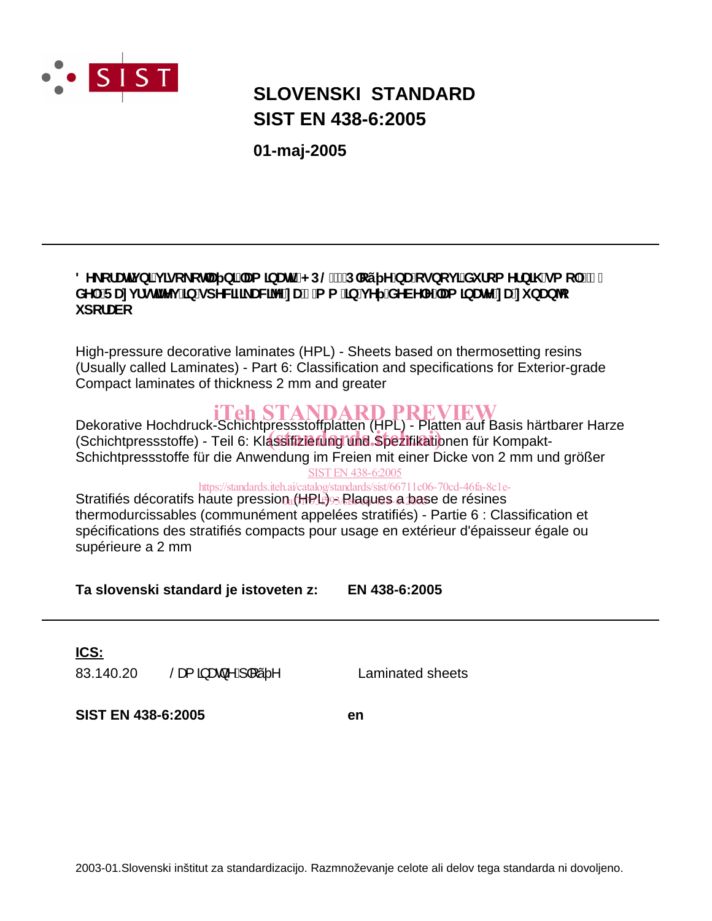# SLOVENSKI STANDARD
# SIST EN 438-6:2005

**01-maj-2005**

---

**' HNRUDWLYQL YLVRNRWODþQL ODPLQDWL + 3 /  3ORãþH QD RVQRYL GXURPHUQLK VPRO GHO 5 D]YUVWLWHY LQ VSHFLILNDFLMH ]D PP LQ YHþ GHEHOH ODPLQDWH ]D ]XQDQMR XSRUDER**

High-pressure decorative laminates (HPL) - Sheets based on thermosetting resins (Usually called Laminates) - Part 6: Classification and specifications for Exterior-grade Compact laminates of thickness 2 mm and greater

Dekorative Hochdruck-Schichtpressstoffplatten (HPL) - Platten auf Basis härtbarer Harze (Schichtpressstoffe) - Teil 6: Klassifizierung und Spezifikationen für Kompakt-Schichtpressstoffe für die Anwendung im Freien mit einer Dicke von 2 mm und größer

Stratifiés décoratifs haute pression (HPL) - Plaques a base de résines thermodurcissables (communément appelées stratifiés) - Partie 6 : Classification et spécifications des stratifiés compacts pour usage en extérieur d'épaisseur égale ou supérieure a 2 mm

**Ta slovenski standard je istoveten z: EN 438-6:2005**

---

**ICS:**

| | | |
|---|---|---|
| 83.140.20 | / DPLQDWQH SORãþH | Laminated sheets |

**SIST EN 438-6:2005** **en**

2003-01.Slovenski inštitut za standardizacijo. Razmnoževanje celote ali delov tega standarda ni dovoljeno.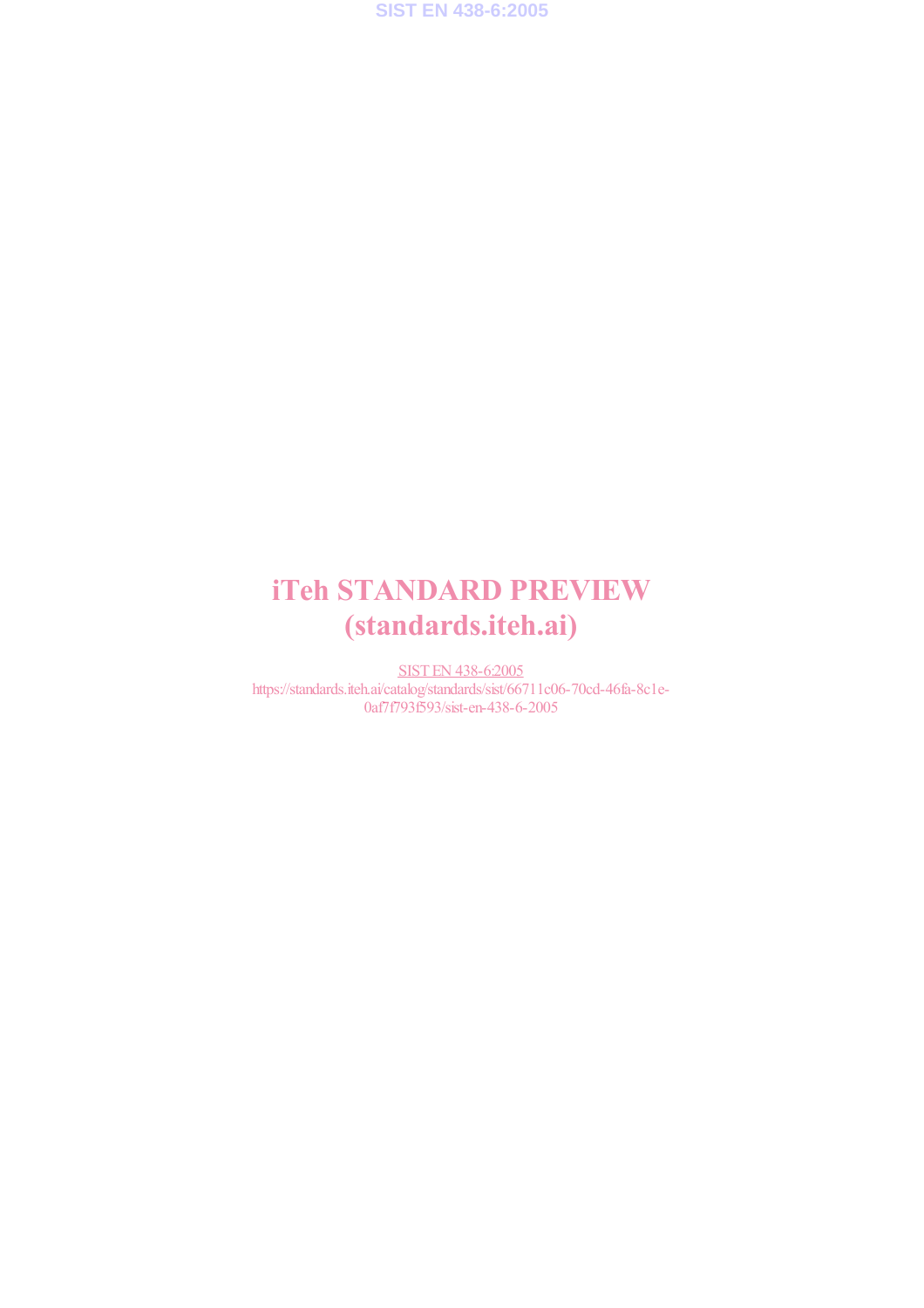iTeh STANDARD PREVIEW
(standards.iteh.ai)

SIST EN 438-6:2005
https://standards.iteh.ai/catalog/standards/sist/66711c06-70cd-46fa-8c1e-0af7f793f593/sist-en-438-6-2005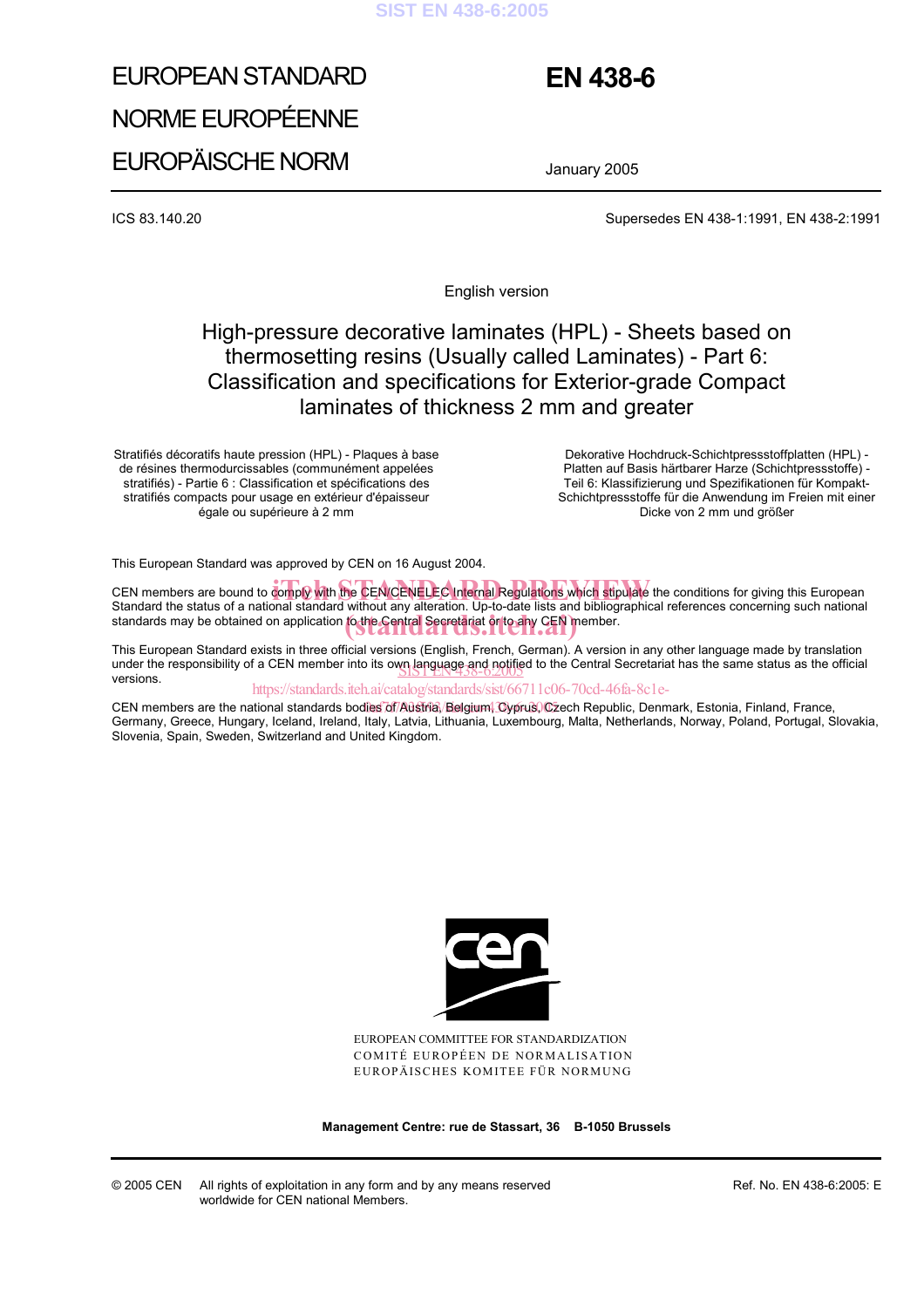EUROPEAN STANDARD

NORME EUROPÉENNE

EUROPÄISCHE NORM

# EN 438-6

January 2005

ICS 83.140.20

Supersedes EN 438-1:1991, EN 438-2:1991

English version

## High-pressure decorative laminates (HPL) - Sheets based on thermosetting resins (Usually called Laminates) - Part 6: Classification and specifications for Exterior-grade Compact laminates of thickness 2 mm and greater

Stratifiés décoratifs haute pression (HPL) - Plaques à base de résines thermodurcissables (communément appelées stratifiés) - Partie 6 : Classification et spécifications des stratifiés compacts pour usage en extérieur d'épaisseur égale ou supérieure à 2 mm

Dekorative Hochdruck-Schichtpressstoffplatten (HPL) - Platten auf Basis härtbarer Harze (Schichtpressstoffe) - Teil 6: Klassifizierung und Spezifikationen für Kompakt-Schichtpressstoffe für die Anwendung im Freien mit einer Dicke von 2 mm und größer

This European Standard was approved by CEN on 16 August 2004.

CEN members are bound to comply with the CEN/CENELEC Internal Regulations which stipulate the conditions for giving this European Standard the status of a national standard without any alteration. Up-to-date lists and bibliographical references concerning such national standards may be obtained on application to the Central Secretariat or to any CEN member.

This European Standard exists in three official versions (English, French, German). A version in any other language made by translation under the responsibility of a CEN member into its own language and notified to the Central Secretariat has the same status as the official versions.

CEN members are the national standards bodies of Austria, Belgium, Cyprus, Czech Republic, Denmark, Estonia, Finland, France, Germany, Greece, Hungary, Iceland, Ireland, Italy, Latvia, Lithuania, Luxembourg, Malta, Netherlands, Norway, Poland, Portugal, Slovakia, Slovenia, Spain, Sweden, Switzerland and United Kingdom.

EUROPEAN COMMITTEE FOR STANDARDIZATION
COMITÉ EUROPÉEN DE NORMALISATION
EUROPÄISCHES KOMITEE FÜR NORMUNG

**Management Centre: rue de Stassart, 36 B-1050 Brussels**

© 2005 CEN All rights of exploitation in any form and by any means reserved worldwide for CEN national Members.

Ref. No. EN 438-6:2005: E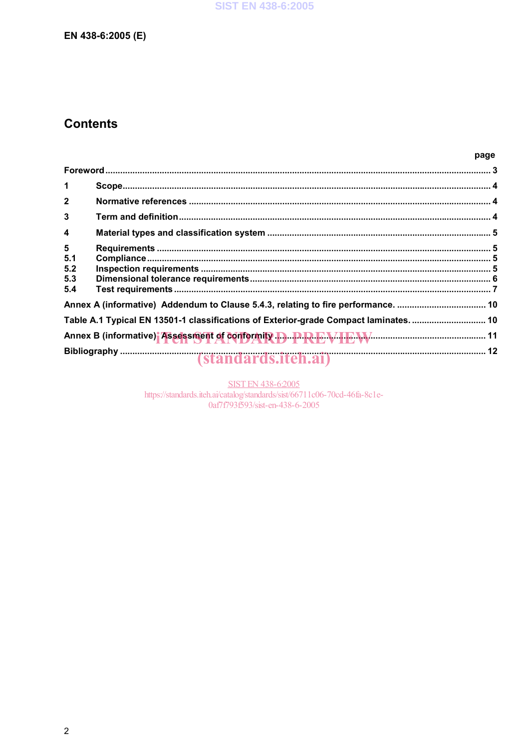# Contents

| | | page |
|---|---|---|
| Foreword | | 3 |
| 1 | Scope | 4 |
| 2 | Normative references | 4 |
| 3 | Term and definition | 4 |
| 4 | Material types and classification system | 5 |
| 5 | Requirements | 5 |
| 5.1 | Compliance | 5 |
| 5.2 | Inspection requirements | 5 |
| 5.3 | Dimensional tolerance requirements | 6 |
| 5.4 | Test requirements | 7 |
| Annex A (informative) Addendum to Clause 5.4.3, relating to fire performance. | | 10 |
| Table A.1 Typical EN 13501-1 classifications of Exterior-grade Compact laminates. | | 10 |
| Annex B (informative) Assessment of conformity | | 11 |
| Bibliography | | 12 |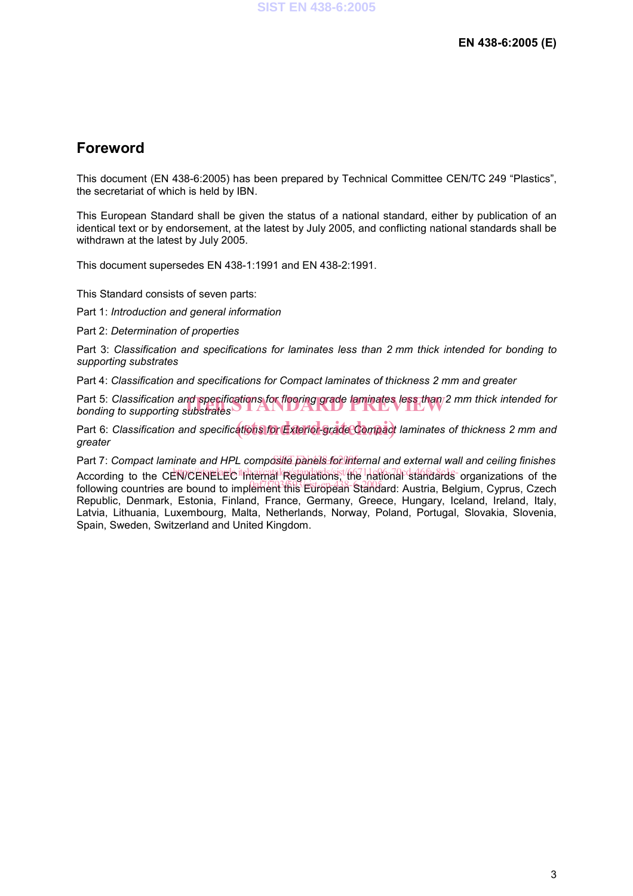## Foreword

This document (EN 438-6:2005) has been prepared by Technical Committee CEN/TC 249 "Plastics", the secretariat of which is held by IBN.

This European Standard shall be given the status of a national standard, either by publication of an identical text or by endorsement, at the latest by July 2005, and conflicting national standards shall be withdrawn at the latest by July 2005.

This document supersedes EN 438-1:1991 and EN 438-2:1991.

This Standard consists of seven parts:

Part 1: *Introduction and general information*

Part 2: *Determination of properties*

Part 3: *Classification and specifications for laminates less than 2 mm thick intended for bonding to supporting substrates*

Part 4: *Classification and specifications for Compact laminates of thickness 2 mm and greater*

Part 5: *Classification and specifications for flooring grade laminates less than 2 mm thick intended for bonding to supporting substrates*

Part 6: *Classification and specifications for Exterior-grade Compact laminates of thickness 2 mm and greater*

Part 7: *Compact laminate and HPL composite panels for internal and external wall and ceiling finishes*

According to the CEN/CENELEC Internal Regulations, the national standards organizations of the following countries are bound to implement this European Standard: Austria, Belgium, Cyprus, Czech Republic, Denmark, Estonia, Finland, France, Germany, Greece, Hungary, Iceland, Ireland, Italy, Latvia, Lithuania, Luxembourg, Malta, Netherlands, Norway, Poland, Portugal, Slovakia, Slovenia, Spain, Sweden, Switzerland and United Kingdom.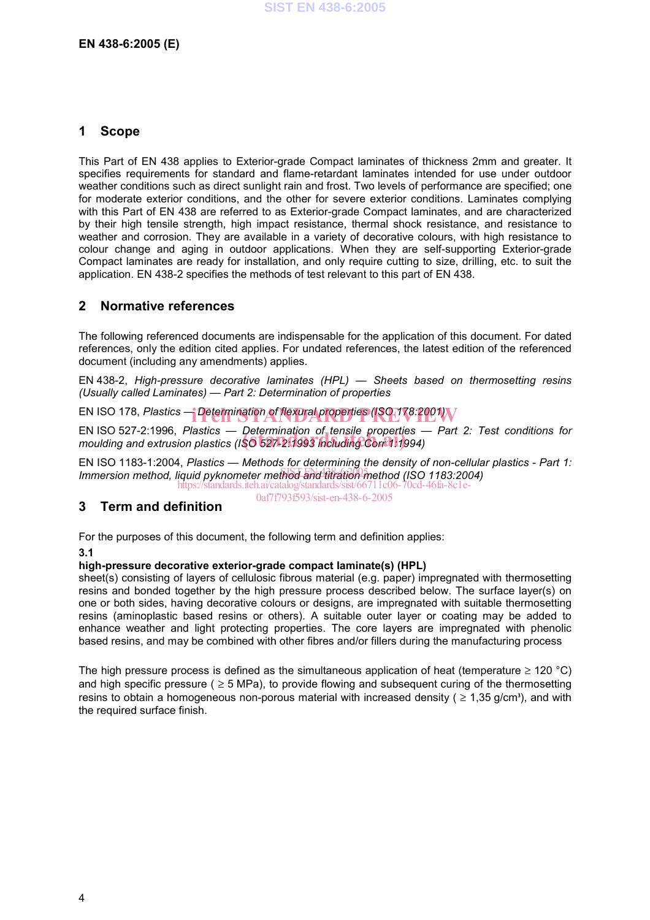## 1 Scope

This Part of EN 438 applies to Exterior-grade Compact laminates of thickness 2mm and greater. It specifies requirements for standard and flame-retardant laminates intended for use under outdoor weather conditions such as direct sunlight rain and frost. Two levels of performance are specified; one for moderate exterior conditions, and the other for severe exterior conditions. Laminates complying with this Part of EN 438 are referred to as Exterior-grade Compact laminates, and are characterized by their high tensile strength, high impact resistance, thermal shock resistance, and resistance to weather and corrosion. They are available in a variety of decorative colours, with high resistance to colour change and aging in outdoor applications. When they are self-supporting Exterior-grade Compact laminates are ready for installation, and only require cutting to size, drilling, etc. to suit the application. EN 438-2 specifies the methods of test relevant to this part of EN 438.

## 2 Normative references

The following referenced documents are indispensable for the application of this document. For dated references, only the edition cited applies. For undated references, the latest edition of the referenced document (including any amendments) applies.

EN 438-2, *High-pressure decorative laminates (HPL) — Sheets based on thermosetting resins (Usually called Laminates) — Part 2: Determination of properties*

EN ISO 178, *Plastics — Determination of flexural properties (ISO 178:2001)*

EN ISO 527-2:1996, *Plastics — Determination of tensile properties — Part 2: Test conditions for moulding and extrusion plastics (ISO 527-2:1993 including Corr 1:1994)*

EN ISO 1183-1:2004, *Plastics — Methods for determining the density of non-cellular plastics - Part 1: Immersion method, liquid pyknometer method and titration method (ISO 1183:2004)*

## 3 Term and definition

For the purposes of this document, the following term and definition applies:

**3.1**

**high-pressure decorative exterior-grade compact laminate(s) (HPL)**

sheet(s) consisting of layers of cellulosic fibrous material (e.g. paper) impregnated with thermosetting resins and bonded together by the high pressure process described below. The surface layer(s) on one or both sides, having decorative colours or designs, are impregnated with suitable thermosetting resins (aminoplastic based resins or others). A suitable outer layer or coating may be added to enhance weather and light protecting properties. The core layers are impregnated with phenolic based resins, and may be combined with other fibres and/or fillers during the manufacturing process

The high pressure process is defined as the simultaneous application of heat (temperature ≥ 120 °C) and high specific pressure ( ≥ 5 MPa), to provide flowing and subsequent curing of the thermosetting resins to obtain a homogeneous non-porous material with increased density ( ≥ 1,35 g/cm³), and with the required surface finish.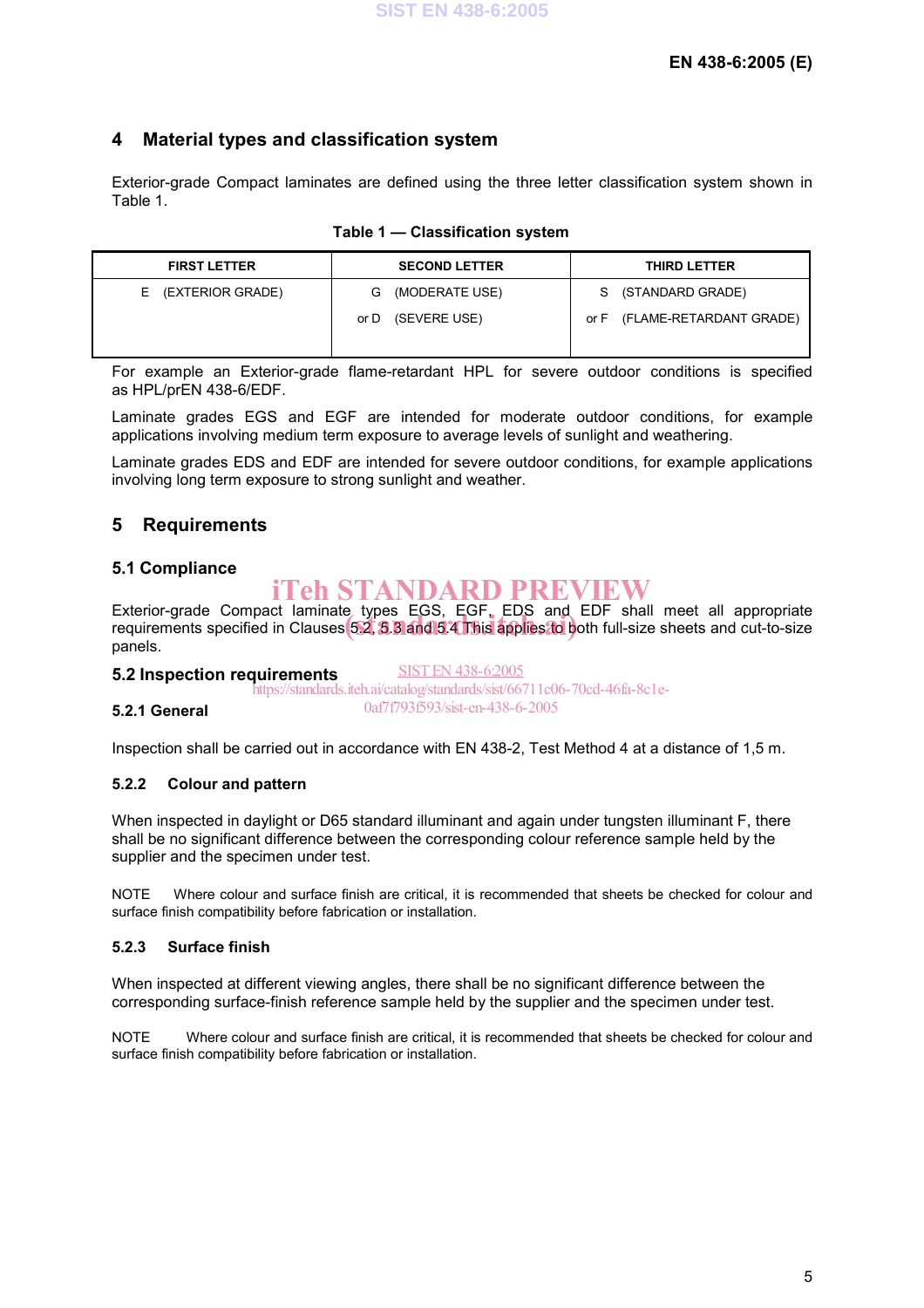## 4 Material types and classification system

Exterior-grade Compact laminates are defined using the three letter classification system shown in Table 1.

**Table 1 — Classification system**

| FIRST LETTER | SECOND LETTER | THIRD LETTER |
|---|---|---|
| E (EXTERIOR GRADE) | G (MODERATE USE)<br>or D (SEVERE USE) | S (STANDARD GRADE)<br>or F (FLAME-RETARDANT GRADE) |

For example an Exterior-grade flame-retardant HPL for severe outdoor conditions is specified as HPL/prEN 438-6/EDF.

Laminate grades EGS and EGF are intended for moderate outdoor conditions, for example applications involving medium term exposure to average levels of sunlight and weathering.

Laminate grades EDS and EDF are intended for severe outdoor conditions, for example applications involving long term exposure to strong sunlight and weather.

## 5 Requirements

### 5.1 Compliance

Exterior-grade Compact laminate types EGS, EGF, EDS and EDF shall meet all appropriate requirements specified in Clauses 5.2, 5.3 and 5.4. This applies to both full-size sheets and cut-to-size panels.

### 5.2 Inspection requirements

#### 5.2.1 General

Inspection shall be carried out in accordance with EN 438-2, Test Method 4 at a distance of 1,5 m.

#### 5.2.2 Colour and pattern

When inspected in daylight or D65 standard illuminant and again under tungsten illuminant F, there shall be no significant difference between the corresponding colour reference sample held by the supplier and the specimen under test.

NOTE Where colour and surface finish are critical, it is recommended that sheets be checked for colour and surface finish compatibility before fabrication or installation.

#### 5.2.3 Surface finish

When inspected at different viewing angles, there shall be no significant difference between the corresponding surface-finish reference sample held by the supplier and the specimen under test.

NOTE Where colour and surface finish are critical, it is recommended that sheets be checked for colour and surface finish compatibility before fabrication or installation.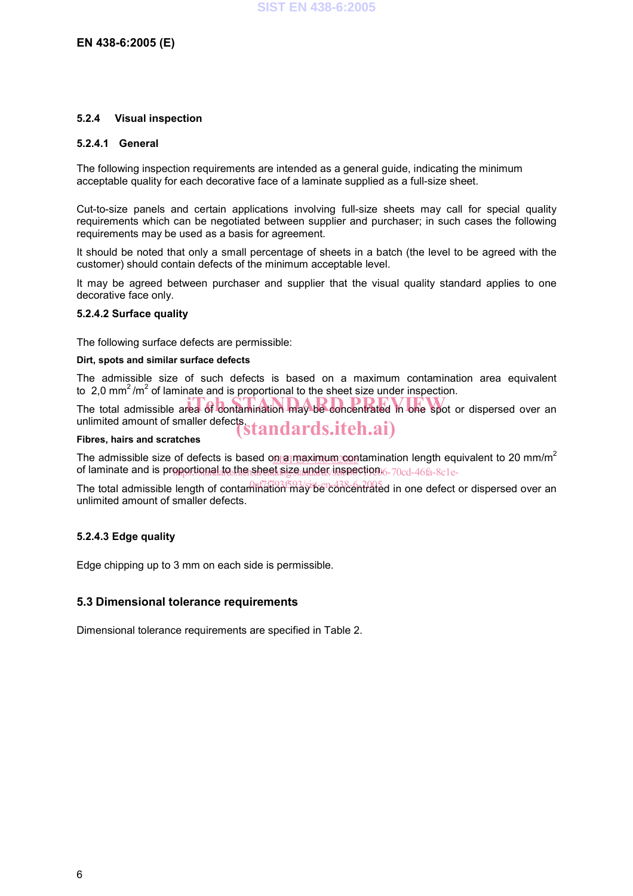### 5.2.4 Visual inspection

#### 5.2.4.1 General

The following inspection requirements are intended as a general guide, indicating the minimum acceptable quality for each decorative face of a laminate supplied as a full-size sheet.

Cut-to-size panels and certain applications involving full-size sheets may call for special quality requirements which can be negotiated between supplier and purchaser; in such cases the following requirements may be used as a basis for agreement.

It should be noted that only a small percentage of sheets in a batch (the level to be agreed with the customer) should contain defects of the minimum acceptable level.

It may be agreed between purchaser and supplier that the visual quality standard applies to one decorative face only.

#### 5.2.4.2 Surface quality

The following surface defects are permissible:

**Dirt, spots and similar surface defects**

The admissible size of such defects is based on a maximum contamination area equivalent to 2,0 $mm^2/m^2$ of laminate and is proportional to the sheet size under inspection.

The total admissible area of contamination may be concentrated in one spot or dispersed over an unlimited amount of smaller defects.

**Fibres, hairs and scratches**

The admissible size of defects is based on a maximum contamination length equivalent to 20 $mm/m^2$ of laminate and is proportional to the sheet size under inspection.

The total admissible length of contamination may be concentrated in one defect or dispersed over an unlimited amount of smaller defects.

#### 5.2.4.3 Edge quality

Edge chipping up to 3 mm on each side is permissible.

## 5.3 Dimensional tolerance requirements

Dimensional tolerance requirements are specified in Table 2.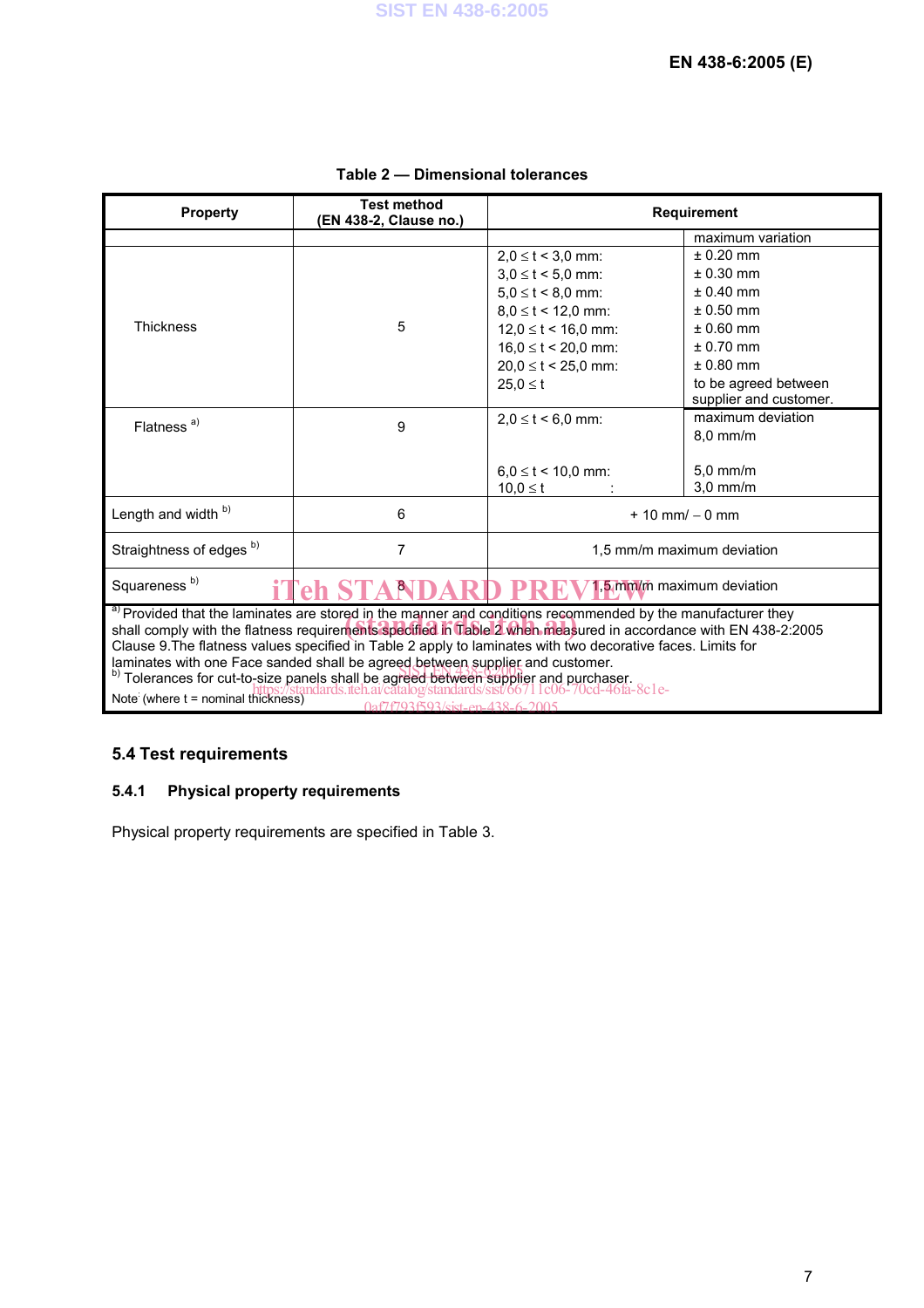Table 2 — Dimensional tolerances

| Property | Test method (EN 438-2, Clause no.) | Requirement | |
|---|---|---|---|
| | | | maximum variation |
| Thickness | 5 | $2,0 \leq t < 3,0$ mm:<br>$3,0 \leq t < 5,0$ mm:<br>$5,0 \leq t < 8,0$ mm:<br>$8,0 \leq t < 12,0$ mm:<br>$12,0 \leq t < 16,0$ mm:<br>$16,0 \leq t < 20,0$ mm:<br>$20,0 \leq t < 25,0$ mm:<br>$25,0 \leq t$ | ± 0.20 mm<br>± 0.30 mm<br>± 0.40 mm<br>± 0.50 mm<br>± 0.60 mm<br>± 0.70 mm<br>± 0.80 mm<br>to be agreed between supplier and customer. |
| Flatness [a] | 9 | $2,0 \leq t < 6,0$ mm:<br><br>$6,0 \leq t < 10,0$ mm:<br>$10,0 \leq t$ : | maximum deviation<br>8,0 mm/m<br><br>5,0 mm/m<br>3,0 mm/m |
| Length and width [b] | 6 | + 10 mm/ – 0 mm | |
| Straightness of edges [b] | 7 | 1,5 mm/m maximum deviation | |
| Squareness [b] | 8 | 1,5 mm/m maximum deviation | |

[a] Provided that the laminates are stored in the manner and conditions recommended by the manufacturer they shall comply with the flatness requirements specified in Table 2 when measured in accordance with EN 438-2:2005 Clause 9.The flatness values specified in Table 2 apply to laminates with two decorative faces. Limits for laminates with one Face sanded shall be agreed between supplier and customer.

[b] Tolerances for cut-to-size panels shall be agreed between supplier and purchaser.

Note (where t = nominal thickness)

### 5.4 Test requirements

#### 5.4.1 Physical property requirements

Physical property requirements are specified in Table 3.